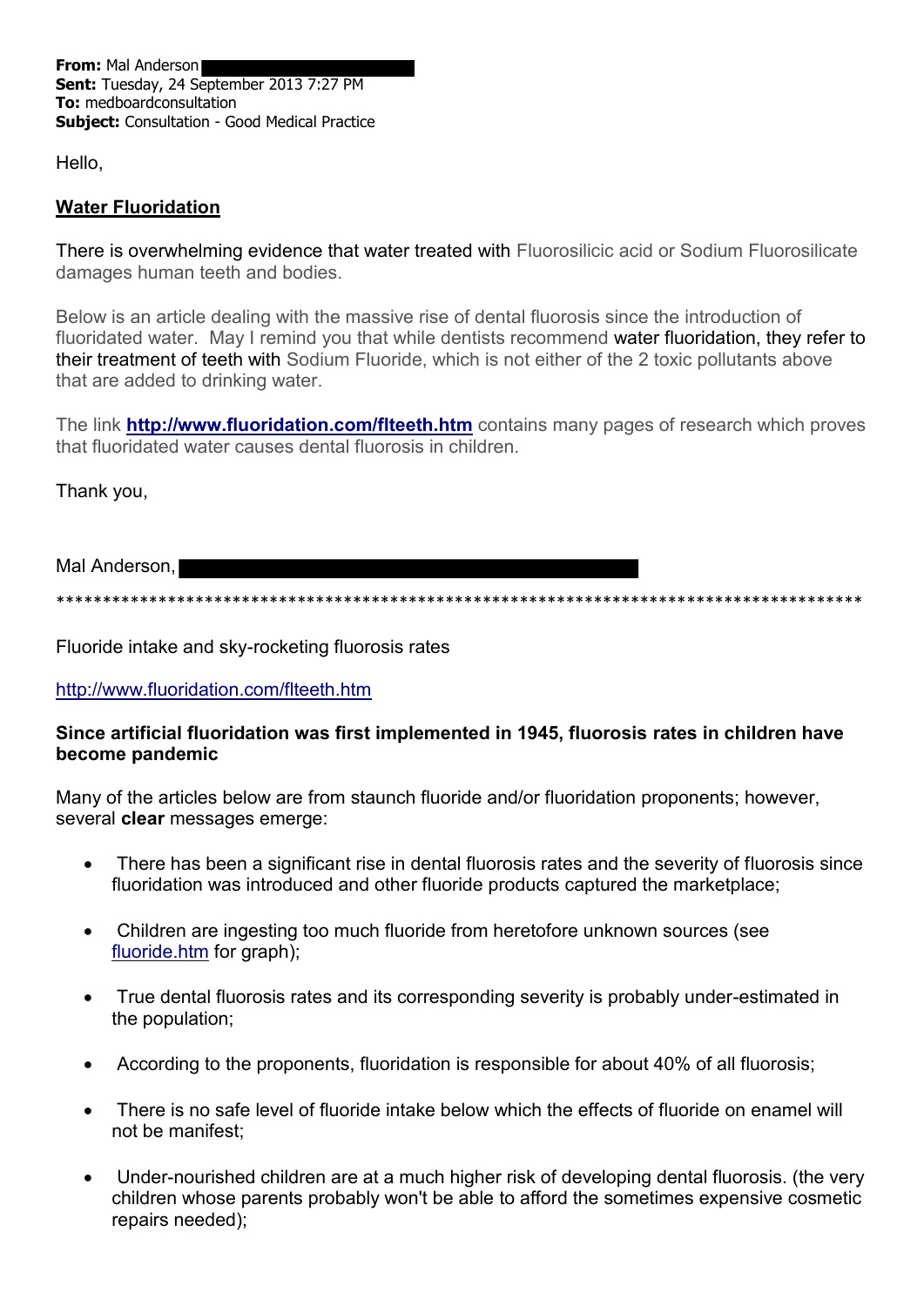**From:** Mal Anderson
**Sent:** Tuesday, 24 September 2013 7:27 PM
**To:** medboardconsultation
**Subject:** Consultation - Good Medical Practice

Hello,

**Water Fluoridation**

There is overwhelming evidence that water treated with Fluorosilicic acid or Sodium Fluorosilicate damages human teeth and bodies.

Below is an article dealing with the massive rise of dental fluorosis since the introduction of fluoridated water. May I remind you that while dentists recommend water fluoridation, they refer to their treatment of teeth with Sodium Fluoride, which is not either of the 2 toxic pollutants above that are added to drinking water.

The link **http://www.fluoridation.com/flteeth.htm** contains many pages of research which proves that fluoridated water causes dental fluorosis in children.

Thank you,

Mal Anderson,

****************************************************************************************

Fluoride intake and sky-rocketing fluorosis rates

http://www.fluoridation.com/flteeth.htm

**Since artificial fluoridation was first implemented in 1945, fluorosis rates in children have become pandemic**

Many of the articles below are from staunch fluoride and/or fluoridation proponents; however, several **clear** messages emerge:

- There has been a significant rise in dental fluorosis rates and the severity of fluorosis since fluoridation was introduced and other fluoride products captured the marketplace;
- Children are ingesting too much fluoride from heretofore unknown sources (see fluoride.htm for graph);
- True dental fluorosis rates and its corresponding severity is probably under-estimated in the population;
- According to the proponents, fluoridation is responsible for about 40% of all fluorosis;
- There is no safe level of fluoride intake below which the effects of fluoride on enamel will not be manifest;
- Under-nourished children are at a much higher risk of developing dental fluorosis. (the very children whose parents probably won't be able to afford the sometimes expensive cosmetic repairs needed);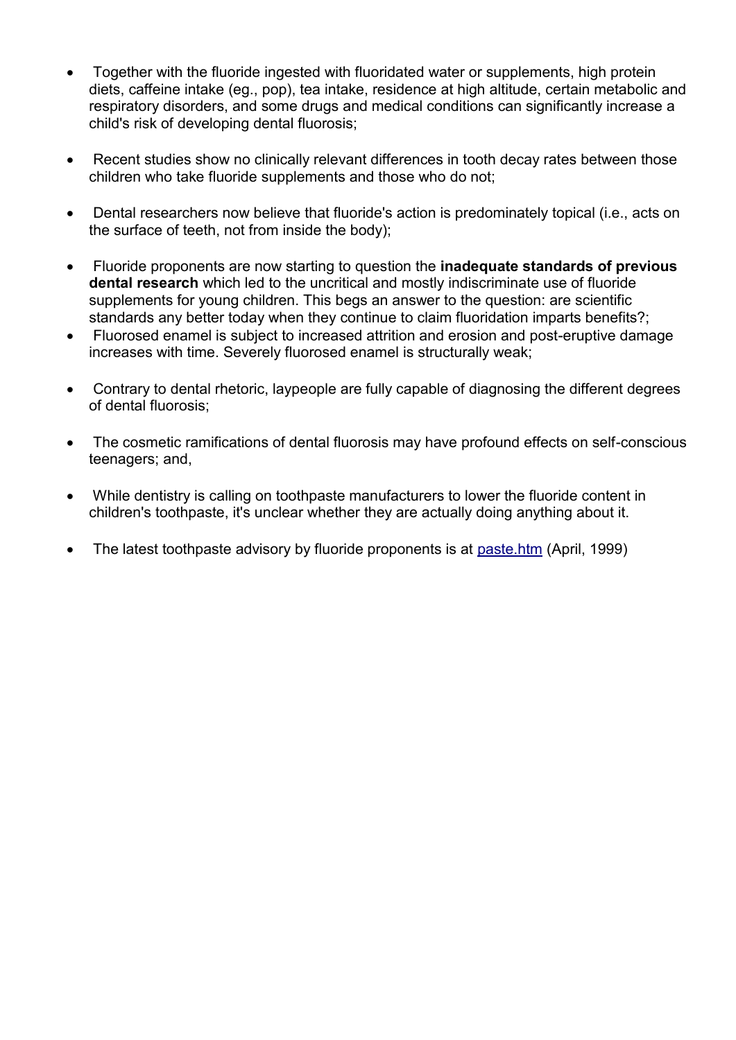- Together with the fluoride ingested with fluoridated water or supplements, high protein diets, caffeine intake (eg., pop), tea intake, residence at high altitude, certain metabolic and respiratory disorders, and some drugs and medical conditions can significantly increase a child's risk of developing dental fluorosis;

- Recent studies show no clinically relevant differences in tooth decay rates between those children who take fluoride supplements and those who do not;

- Dental researchers now believe that fluoride's action is predominately topical (i.e., acts on the surface of teeth, not from inside the body);

- Fluoride proponents are now starting to question the **inadequate standards of previous dental research** which led to the uncritical and mostly indiscriminate use of fluoride supplements for young children. This begs an answer to the question: are scientific standards any better today when they continue to claim fluoridation imparts benefits?;
- Fluorosed enamel is subject to increased attrition and erosion and post-eruptive damage increases with time. Severely fluorosed enamel is structurally weak;

- Contrary to dental rhetoric, laypeople are fully capable of diagnosing the different degrees of dental fluorosis;

- The cosmetic ramifications of dental fluorosis may have profound effects on self-conscious teenagers; and,

- While dentistry is calling on toothpaste manufacturers to lower the fluoride content in children's toothpaste, it's unclear whether they are actually doing anything about it.

- The latest toothpaste advisory by fluoride proponents is at paste.htm (April, 1999)